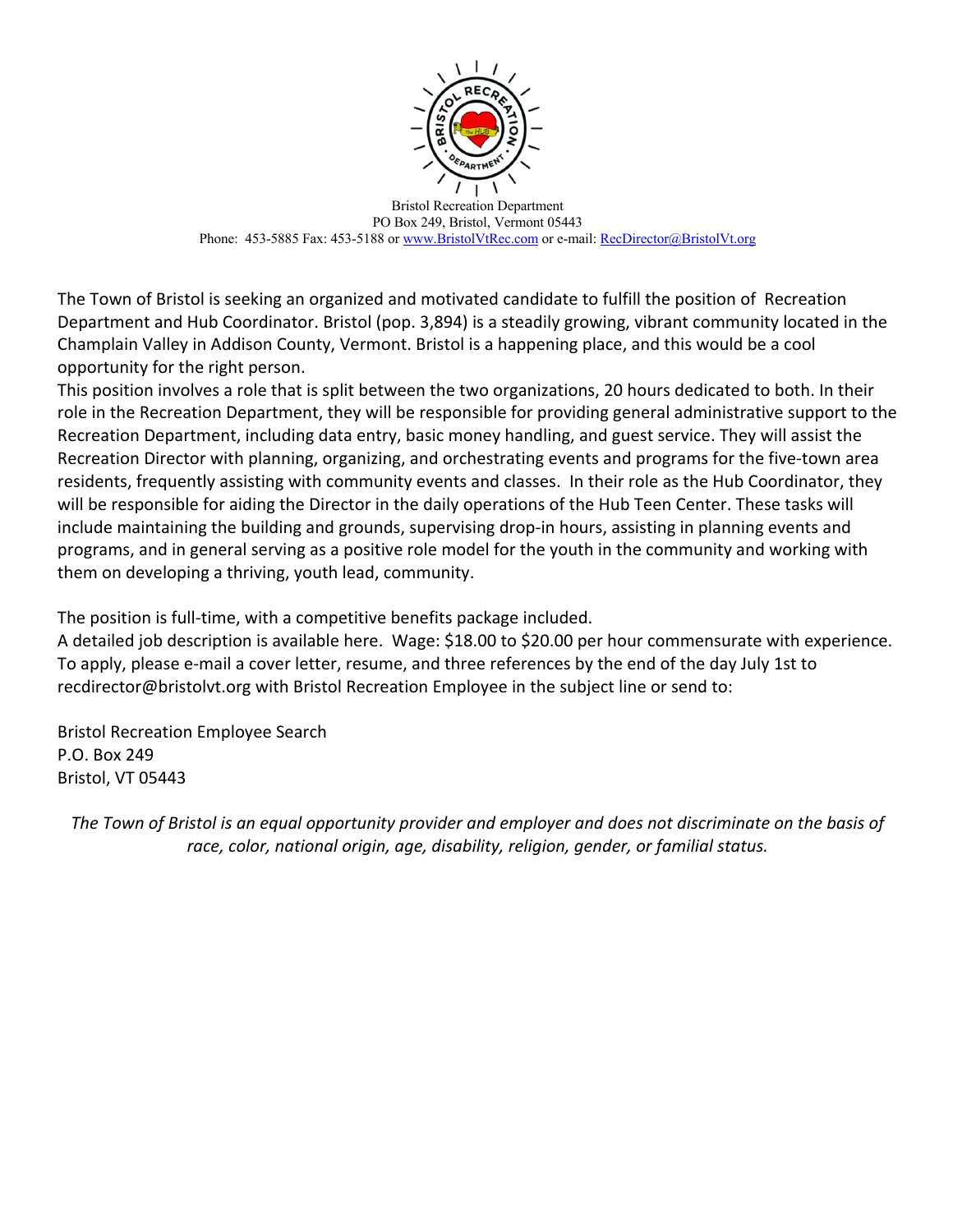Bristol Recreation Department
PO Box 249, Bristol, Vermont 05443
Phone: 453-5885 Fax: 453-5188 or www.BristolVtRec.com or e-mail: RecDirector@BristolVt.org

The Town of Bristol is seeking an organized and motivated candidate to fulfill the position of Recreation Department and Hub Coordinator. Bristol (pop. 3,894) is a steadily growing, vibrant community located in the Champlain Valley in Addison County, Vermont. Bristol is a happening place, and this would be a cool opportunity for the right person.

This position involves a role that is split between the two organizations, 20 hours dedicated to both. In their role in the Recreation Department, they will be responsible for providing general administrative support to the Recreation Department, including data entry, basic money handling, and guest service. They will assist the Recreation Director with planning, organizing, and orchestrating events and programs for the five-town area residents, frequently assisting with community events and classes. In their role as the Hub Coordinator, they will be responsible for aiding the Director in the daily operations of the Hub Teen Center. These tasks will include maintaining the building and grounds, supervising drop-in hours, assisting in planning events and programs, and in general serving as a positive role model for the youth in the community and working with them on developing a thriving, youth lead, community.

The position is full-time, with a competitive benefits package included.

A detailed job description is available here. Wage: $18.00 to $20.00 per hour commensurate with experience. To apply, please e-mail a cover letter, resume, and three references by the end of the day July 1st to recdirector@bristolvt.org with Bristol Recreation Employee in the subject line or send to:

Bristol Recreation Employee Search
P.O. Box 249
Bristol, VT 05443

*The Town of Bristol is an equal opportunity provider and employer and does not discriminate on the basis of race, color, national origin, age, disability, religion, gender, or familial status.*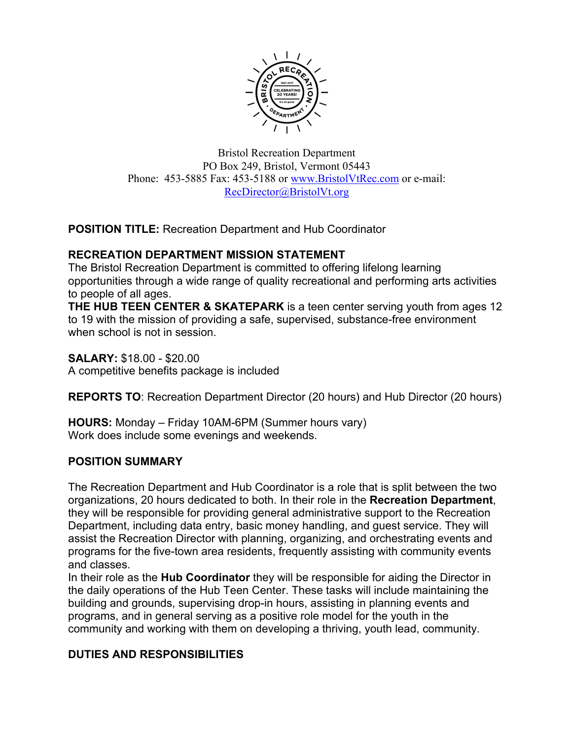Bristol Recreation Department
PO Box 249, Bristol, Vermont 05443
Phone: 453-5885 Fax: 453-5188 or www.BristolVtRec.com or e-mail: RecDirector@BristolVt.org

**POSITION TITLE:** Recreation Department and Hub Coordinator

**RECREATION DEPARTMENT MISSION STATEMENT**
The Bristol Recreation Department is committed to offering lifelong learning opportunities through a wide range of quality recreational and performing arts activities to people of all ages.
**THE HUB TEEN CENTER & SKATEPARK** is a teen center serving youth from ages 12 to 19 with the mission of providing a safe, supervised, substance-free environment when school is not in session.

**SALARY:** $18.00 - $20.00
A competitive benefits package is included

**REPORTS TO**: Recreation Department Director (20 hours) and Hub Director (20 hours)

**HOURS:** Monday – Friday 10AM-6PM (Summer hours vary)
Work does include some evenings and weekends.

**POSITION SUMMARY**

The Recreation Department and Hub Coordinator is a role that is split between the two organizations, 20 hours dedicated to both. In their role in the **Recreation Department**, they will be responsible for providing general administrative support to the Recreation Department, including data entry, basic money handling, and guest service. They will assist the Recreation Director with planning, organizing, and orchestrating events and programs for the five-town area residents, frequently assisting with community events and classes.
In their role as the **Hub Coordinator** they will be responsible for aiding the Director in the daily operations of the Hub Teen Center. These tasks will include maintaining the building and grounds, supervising drop-in hours, assisting in planning events and programs, and in general serving as a positive role model for the youth in the community and working with them on developing a thriving, youth lead, community.

**DUTIES AND RESPONSIBILITIES**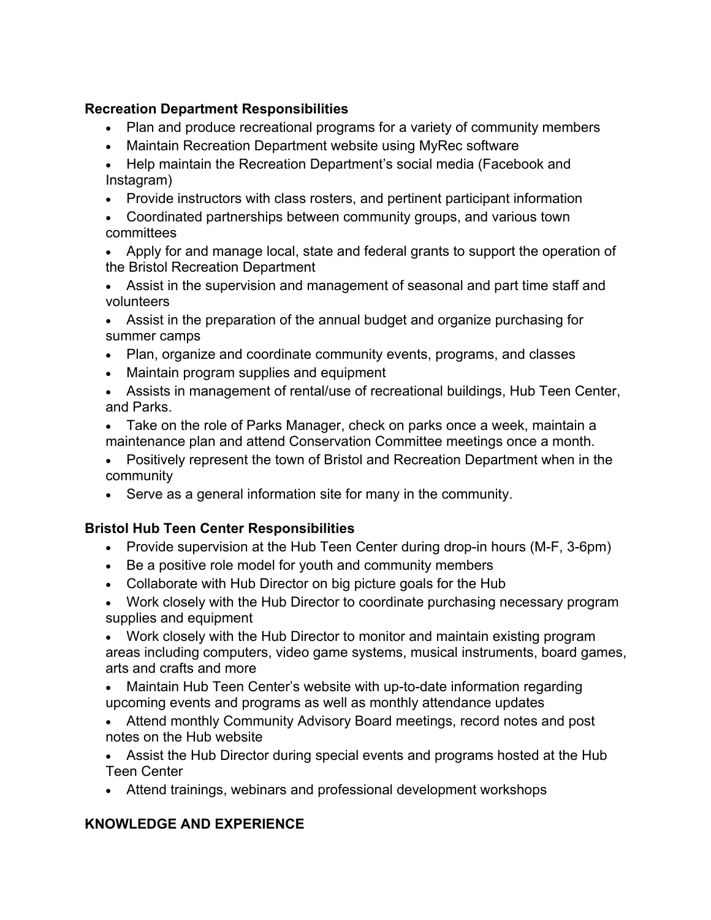**Recreation Department Responsibilities**

- Plan and produce recreational programs for a variety of community members
- Maintain Recreation Department website using MyRec software
- Help maintain the Recreation Department's social media (Facebook and Instagram)
- Provide instructors with class rosters, and pertinent participant information
- Coordinated partnerships between community groups, and various town committees
- Apply for and manage local, state and federal grants to support the operation of the Bristol Recreation Department
- Assist in the supervision and management of seasonal and part time staff and volunteers
- Assist in the preparation of the annual budget and organize purchasing for summer camps
- Plan, organize and coordinate community events, programs, and classes
- Maintain program supplies and equipment
- Assists in management of rental/use of recreational buildings, Hub Teen Center, and Parks.
- Take on the role of Parks Manager, check on parks once a week, maintain a maintenance plan and attend Conservation Committee meetings once a month.
- Positively represent the town of Bristol and Recreation Department when in the community
- Serve as a general information site for many in the community.

**Bristol Hub Teen Center Responsibilities**

- Provide supervision at the Hub Teen Center during drop-in hours (M-F, 3-6pm)
- Be a positive role model for youth and community members
- Collaborate with Hub Director on big picture goals for the Hub
- Work closely with the Hub Director to coordinate purchasing necessary program supplies and equipment
- Work closely with the Hub Director to monitor and maintain existing program areas including computers, video game systems, musical instruments, board games, arts and crafts and more
- Maintain Hub Teen Center's website with up-to-date information regarding upcoming events and programs as well as monthly attendance updates
- Attend monthly Community Advisory Board meetings, record notes and post notes on the Hub website
- Assist the Hub Director during special events and programs hosted at the Hub Teen Center
- Attend trainings, webinars and professional development workshops

**KNOWLEDGE AND EXPERIENCE**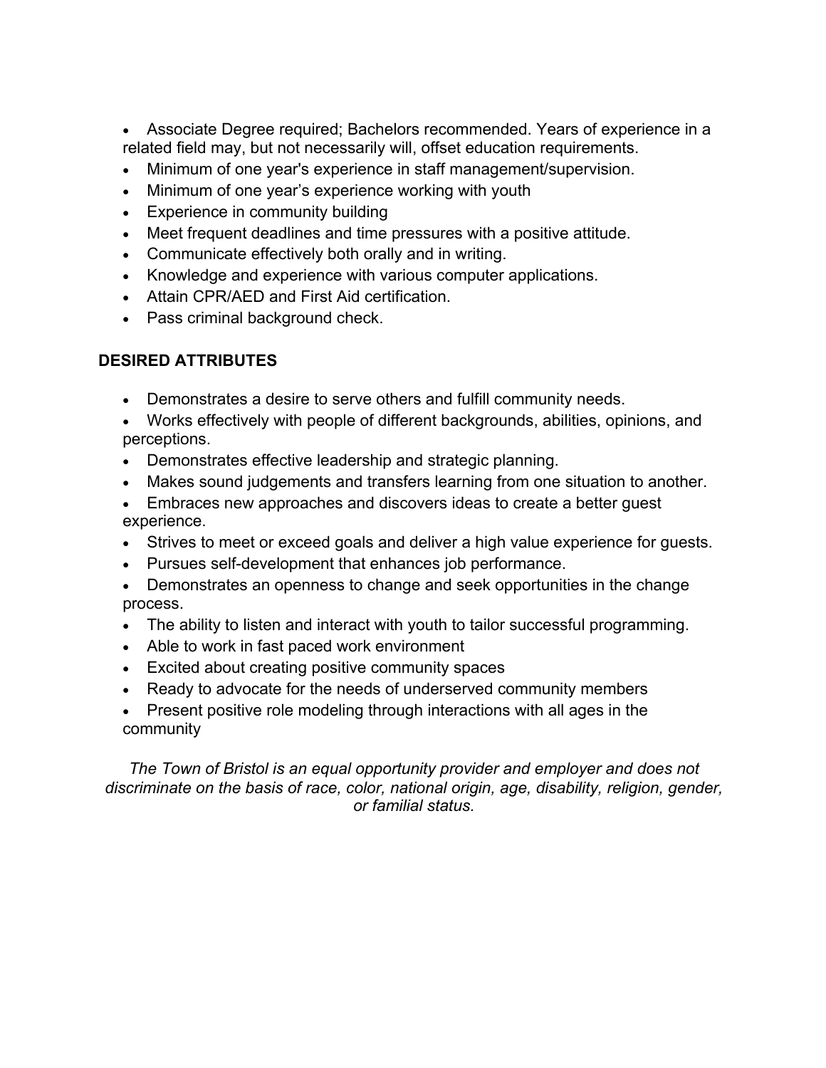- Associate Degree required; Bachelors recommended. Years of experience in a related field may, but not necessarily will, offset education requirements.
- Minimum of one year's experience in staff management/supervision.
- Minimum of one year's experience working with youth
- Experience in community building
- Meet frequent deadlines and time pressures with a positive attitude.
- Communicate effectively both orally and in writing.
- Knowledge and experience with various computer applications.
- Attain CPR/AED and First Aid certification.
- Pass criminal background check.

**DESIRED ATTRIBUTES**

- Demonstrates a desire to serve others and fulfill community needs.
- Works effectively with people of different backgrounds, abilities, opinions, and perceptions.
- Demonstrates effective leadership and strategic planning.
- Makes sound judgements and transfers learning from one situation to another.
- Embraces new approaches and discovers ideas to create a better guest experience.
- Strives to meet or exceed goals and deliver a high value experience for guests.
- Pursues self-development that enhances job performance.
- Demonstrates an openness to change and seek opportunities in the change process.
- The ability to listen and interact with youth to tailor successful programming.
- Able to work in fast paced work environment
- Excited about creating positive community spaces
- Ready to advocate for the needs of underserved community members
- Present positive role modeling through interactions with all ages in the community

*The Town of Bristol is an equal opportunity provider and employer and does not discriminate on the basis of race, color, national origin, age, disability, religion, gender, or familial status.*